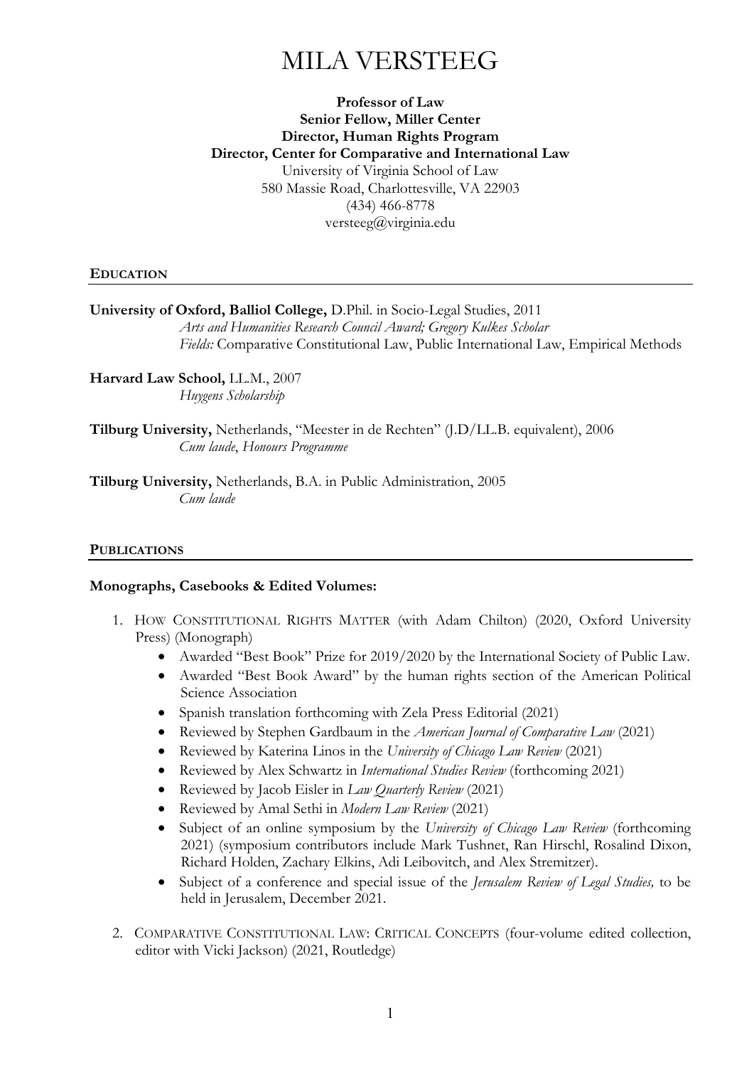# MILA VERSTEEG

**Professor of Law**
**Senior Fellow, Miller Center**
**Director, Human Rights Program**
**Director, Center for Comparative and International Law**
University of Virginia School of Law
580 Massie Road, Charlottesville, VA 22903
(434) 466-8778
versteeg@virginia.edu

## EDUCATION

**University of Oxford, Balliol College,** D.Phil. in Socio-Legal Studies, 2011
*Arts and Humanities Research Council Award; Gregory Kulkes Scholar*
*Fields:* Comparative Constitutional Law, Public International Law, Empirical Methods

**Harvard Law School,** LL.M., 2007
*Huygens Scholarship*

**Tilburg University,** Netherlands, "Meester in de Rechten" (J.D/LL.B. equivalent), 2006
*Cum laude*, *Honours Programme*

**Tilburg University,** Netherlands, B.A. in Public Administration, 2005
*Cum laude*

## PUBLICATIONS

### Monographs, Casebooks & Edited Volumes:

1. HOW CONSTITUTIONAL RIGHTS MATTER (with Adam Chilton) (2020, Oxford University Press) (Monograph)
   - Awarded "Best Book" Prize for 2019/2020 by the International Society of Public Law.
   - Awarded "Best Book Award" by the human rights section of the American Political Science Association
   - Spanish translation forthcoming with Zela Press Editorial (2021)
   - Reviewed by Stephen Gardbaum in the *American Journal of Comparative Law* (2021)
   - Reviewed by Katerina Linos in the *University of Chicago Law Review* (2021)
   - Reviewed by Alex Schwartz in *International Studies Review* (forthcoming 2021)
   - Reviewed by Jacob Eisler in *Law Quarterly Review* (2021)
   - Reviewed by Amal Sethi in *Modern Law Review* (2021)
   - Subject of an online symposium by the *University of Chicago Law Review* (forthcoming 2021) (symposium contributors include Mark Tushnet, Ran Hirschl, Rosalind Dixon, Richard Holden, Zachary Elkins, Adi Leibovitch, and Alex Stremitzer).
   - Subject of a conference and special issue of the *Jerusalem Review of Legal Studies,* to be held in Jerusalem, December 2021.
2. COMPARATIVE CONSTITUTIONAL LAW: CRITICAL CONCEPTS (four-volume edited collection, editor with Vicki Jackson) (2021, Routledge)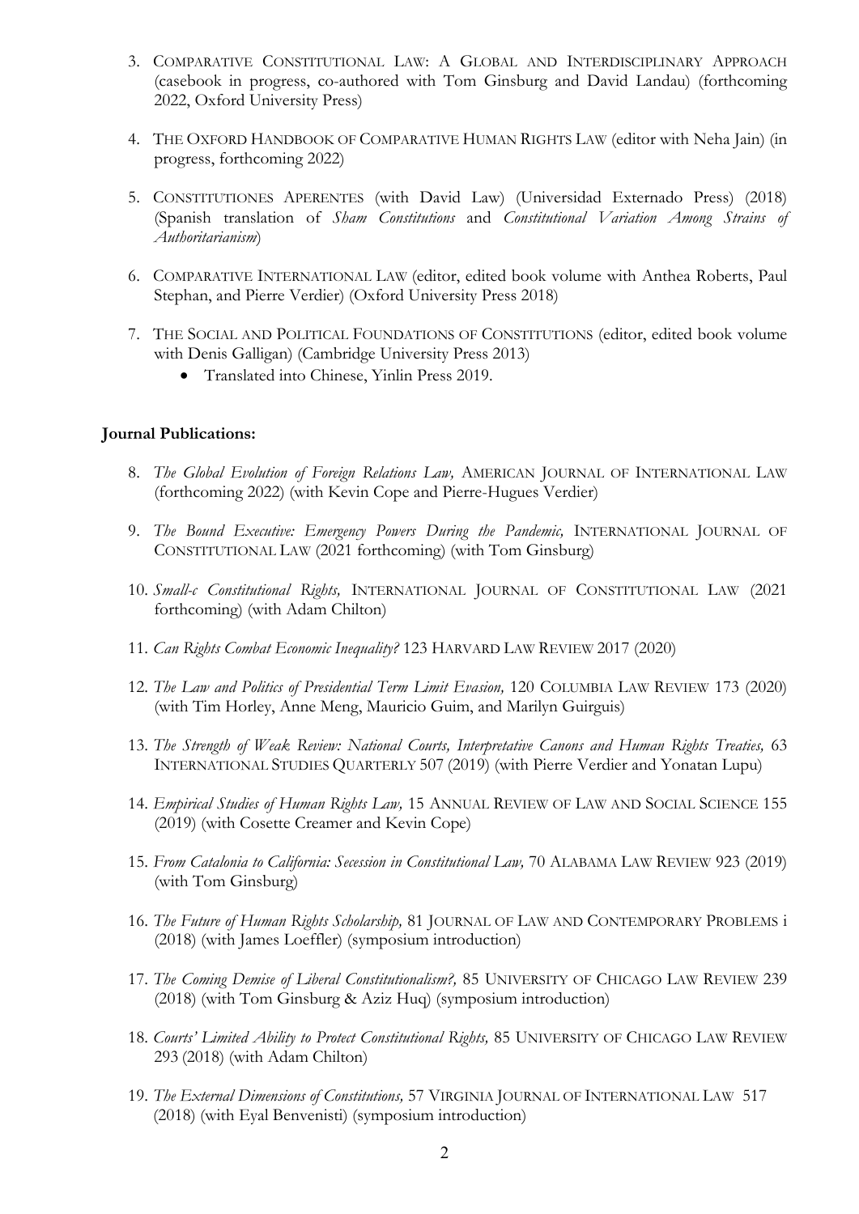3. COMPARATIVE CONSTITUTIONAL LAW: A GLOBAL AND INTERDISCIPLINARY APPROACH (casebook in progress, co-authored with Tom Ginsburg and David Landau) (forthcoming 2022, Oxford University Press)

4. THE OXFORD HANDBOOK OF COMPARATIVE HUMAN RIGHTS LAW (editor with Neha Jain) (in progress, forthcoming 2022)

5. CONSTITUTIONES APERENTES (with David Law) (Universidad Externado Press) (2018) (Spanish translation of *Sham Constitutions* and *Constitutional Variation Among Strains of Authoritarianism*)

6. COMPARATIVE INTERNATIONAL LAW (editor, edited book volume with Anthea Roberts, Paul Stephan, and Pierre Verdier) (Oxford University Press 2018)

7. THE SOCIAL AND POLITICAL FOUNDATIONS OF CONSTITUTIONS (editor, edited book volume with Denis Galligan) (Cambridge University Press 2013)
   - Translated into Chinese, Yinlin Press 2019.

**Journal Publications:**

8. *The Global Evolution of Foreign Relations Law,* AMERICAN JOURNAL OF INTERNATIONAL LAW (forthcoming 2022) (with Kevin Cope and Pierre-Hugues Verdier)

9. *The Bound Executive: Emergency Powers During the Pandemic,* INTERNATIONAL JOURNAL OF CONSTITUTIONAL LAW (2021 forthcoming) (with Tom Ginsburg)

10. *Small-c Constitutional Rights,* INTERNATIONAL JOURNAL OF CONSTITUTIONAL LAW (2021 forthcoming) (with Adam Chilton)

11. *Can Rights Combat Economic Inequality?* 123 HARVARD LAW REVIEW 2017 (2020)

12. *The Law and Politics of Presidential Term Limit Evasion,* 120 COLUMBIA LAW REVIEW 173 (2020) (with Tim Horley, Anne Meng, Mauricio Guim, and Marilyn Guirguis)

13. *The Strength of Weak Review: National Courts, Interpretative Canons and Human Rights Treaties,* 63 INTERNATIONAL STUDIES QUARTERLY 507 (2019) (with Pierre Verdier and Yonatan Lupu)

14. *Empirical Studies of Human Rights Law,* 15 ANNUAL REVIEW OF LAW AND SOCIAL SCIENCE 155 (2019) (with Cosette Creamer and Kevin Cope)

15. *From Catalonia to California: Secession in Constitutional Law,* 70 ALABAMA LAW REVIEW 923 (2019) (with Tom Ginsburg)

16. *The Future of Human Rights Scholarship,* 81 JOURNAL OF LAW AND CONTEMPORARY PROBLEMS i (2018) (with James Loeffler) (symposium introduction)

17. *The Coming Demise of Liberal Constitutionalism?,* 85 UNIVERSITY OF CHICAGO LAW REVIEW 239 (2018) (with Tom Ginsburg & Aziz Huq) (symposium introduction)

18. *Courts' Limited Ability to Protect Constitutional Rights,* 85 UNIVERSITY OF CHICAGO LAW REVIEW 293 (2018) (with Adam Chilton)

19. *The External Dimensions of Constitutions,* 57 VIRGINIA JOURNAL OF INTERNATIONAL LAW 517 (2018) (with Eyal Benvenisti) (symposium introduction)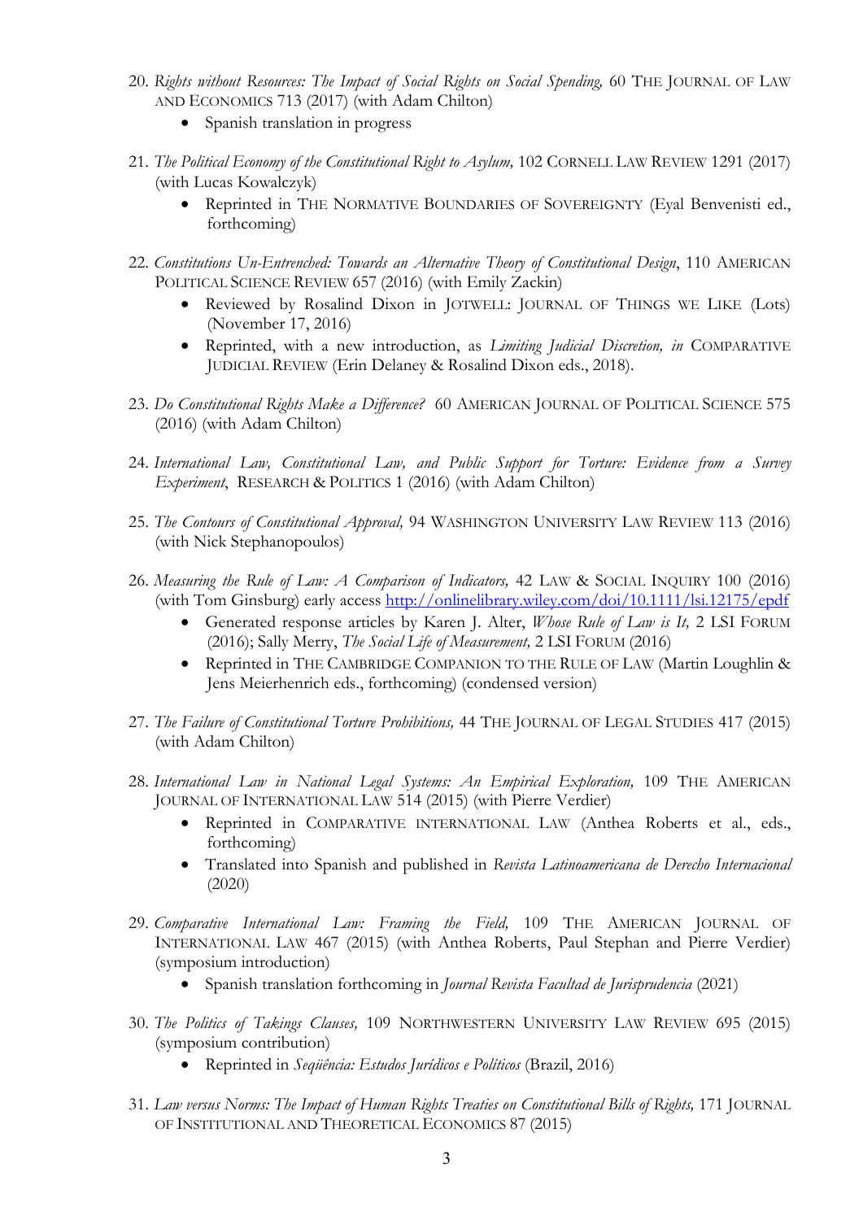20. *Rights without Resources: The Impact of Social Rights on Social Spending,* 60 THE JOURNAL OF LAW AND ECONOMICS 713 (2017) (with Adam Chilton)
    - Spanish translation in progress

21. *The Political Economy of the Constitutional Right to Asylum,* 102 CORNELL LAW REVIEW 1291 (2017) (with Lucas Kowalczyk)
    - Reprinted in THE NORMATIVE BOUNDARIES OF SOVEREIGNTY (Eyal Benvenisti ed., forthcoming)

22. *Constitutions Un-Entrenched: Towards an Alternative Theory of Constitutional Design*, 110 AMERICAN POLITICAL SCIENCE REVIEW 657 (2016) (with Emily Zackin)
    - Reviewed by Rosalind Dixon in JOTWELL: JOURNAL OF THINGS WE LIKE (Lots) (November 17, 2016)
    - Reprinted, with a new introduction, as *Limiting Judicial Discretion, in* COMPARATIVE JUDICIAL REVIEW (Erin Delaney & Rosalind Dixon eds., 2018).

23. *Do Constitutional Rights Make a Difference?* 60 AMERICAN JOURNAL OF POLITICAL SCIENCE 575 (2016) (with Adam Chilton)

24. *International Law, Constitutional Law, and Public Support for Torture: Evidence from a Survey Experiment*, RESEARCH & POLITICS 1 (2016) (with Adam Chilton)

25. *The Contours of Constitutional Approval,* 94 WASHINGTON UNIVERSITY LAW REVIEW 113 (2016) (with Nick Stephanopoulos)

26. *Measuring the Rule of Law: A Comparison of Indicators,* 42 LAW & SOCIAL INQUIRY 100 (2016) (with Tom Ginsburg) early access http://onlinelibrary.wiley.com/doi/10.1111/lsi.12175/epdf
    - Generated response articles by Karen J. Alter, *Whose Rule of Law is It,* 2 LSI FORUM (2016); Sally Merry, *The Social Life of Measurement,* 2 LSI FORUM (2016)
    - Reprinted in THE CAMBRIDGE COMPANION TO THE RULE OF LAW (Martin Loughlin & Jens Meierhenrich eds., forthcoming) (condensed version)

27. *The Failure of Constitutional Torture Prohibitions,* 44 THE JOURNAL OF LEGAL STUDIES 417 (2015) (with Adam Chilton)

28. *International Law in National Legal Systems: An Empirical Exploration,* 109 THE AMERICAN JOURNAL OF INTERNATIONAL LAW 514 (2015) (with Pierre Verdier)
    - Reprinted in COMPARATIVE INTERNATIONAL LAW (Anthea Roberts et al., eds., forthcoming)
    - Translated into Spanish and published in *Revista Latinoamericana de Derecho Internacional* (2020)

29. *Comparative International Law: Framing the Field,* 109 THE AMERICAN JOURNAL OF INTERNATIONAL LAW 467 (2015) (with Anthea Roberts, Paul Stephan and Pierre Verdier) (symposium introduction)
    - Spanish translation forthcoming in *Journal Revista Facultad de Jurisprudencia* (2021)

30. *The Politics of Takings Clauses,* 109 NORTHWESTERN UNIVERSITY LAW REVIEW 695 (2015) (symposium contribution)
    - Reprinted in *Seqüência: Estudos Jurídicos e Políticos* (Brazil, 2016)

31. *Law versus Norms: The Impact of Human Rights Treaties on Constitutional Bills of Rights,* 171 JOURNAL OF INSTITUTIONAL AND THEORETICAL ECONOMICS 87 (2015)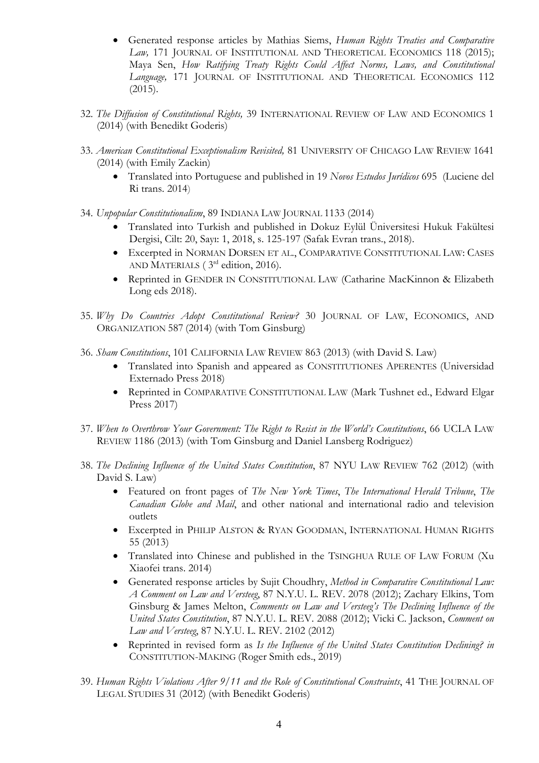- Generated response articles by Mathias Siems, *Human Rights Treaties and Comparative Law,* 171 JOURNAL OF INSTITUTIONAL AND THEORETICAL ECONOMICS 118 (2015); Maya Sen, *How Ratifying Treaty Rights Could Affect Norms, Laws, and Constitutional Language,* 171 JOURNAL OF INSTITUTIONAL AND THEORETICAL ECONOMICS 112 (2015).

32. *The Diffusion of Constitutional Rights,* 39 INTERNATIONAL REVIEW OF LAW AND ECONOMICS 1 (2014) (with Benedikt Goderis)

33. *American Constitutional Exceptionalism Revisited,* 81 UNIVERSITY OF CHICAGO LAW REVIEW 1641 (2014) (with Emily Zackin)
    - Translated into Portuguese and published in 19 *Novos Estudos Jurídicos* 695 (Luciene del Ri trans. 2014)

34. *Unpopular Constitutionalism*, 89 INDIANA LAW JOURNAL 1133 (2014)
    - Translated into Turkish and published in Dokuz Eylül Üniversitesi Hukuk Fakültesi Dergisi, Cilt: 20, Sayı: 1, 2018, s. 125-197 (Safak Evran trans., 2018).
    - Excerpted in NORMAN DORSEN ET AL., COMPARATIVE CONSTITUTIONAL LAW: CASES AND MATERIALS ( 3rd edition, 2016).
    - Reprinted in GENDER IN CONSTITUTIONAL LAW (Catharine MacKinnon & Elizabeth Long eds 2018).

35. *Why Do Countries Adopt Constitutional Review?* 30 JOURNAL OF LAW, ECONOMICS, AND ORGANIZATION 587 (2014) (with Tom Ginsburg)

36. *Sham Constitutions*, 101 CALIFORNIA LAW REVIEW 863 (2013) (with David S. Law)
    - Translated into Spanish and appeared as CONSTITUTIONES APERENTES (Universidad Externado Press 2018)
    - Reprinted in COMPARATIVE CONSTITUTIONAL LAW (Mark Tushnet ed., Edward Elgar Press 2017)

37. *When to Overthrow Your Government: The Right to Resist in the World's Constitutions*, 66 UCLA LAW REVIEW 1186 (2013) (with Tom Ginsburg and Daniel Lansberg Rodriguez)

38. *The Declining Influence of the United States Constitution*, 87 NYU LAW REVIEW 762 (2012) (with David S. Law)
    - Featured on front pages of *The New York Times*, *The International Herald Tribune*, *The Canadian Globe and Mail*, and other national and international radio and television outlets
    - Excerpted in PHILIP ALSTON & RYAN GOODMAN, INTERNATIONAL HUMAN RIGHTS 55 (2013)
    - Translated into Chinese and published in the TSINGHUA RULE OF LAW FORUM (Xu Xiaofei trans. 2014)
    - Generated response articles by Sujit Choudhry, *Method in Comparative Constitutional Law: A Comment on Law and Versteeg*, 87 N.Y.U. L. REV. 2078 (2012); Zachary Elkins, Tom Ginsburg & James Melton, *Comments on Law and Versteeg's The Declining Influence of the United States Constitution*, 87 N.Y.U. L. REV. 2088 (2012); Vicki C. Jackson, *Comment on Law and Versteeg*, 87 N.Y.U. L. REV. 2102 (2012)
    - Reprinted in revised form as *Is the Influence of the United States Constitution Declining? in* CONSTITUTION-MAKING (Roger Smith eds., 2019)

39. *Human Rights Violations After 9/11 and the Role of Constitutional Constraints*, 41 THE JOURNAL OF LEGAL STUDIES 31 (2012) (with Benedikt Goderis)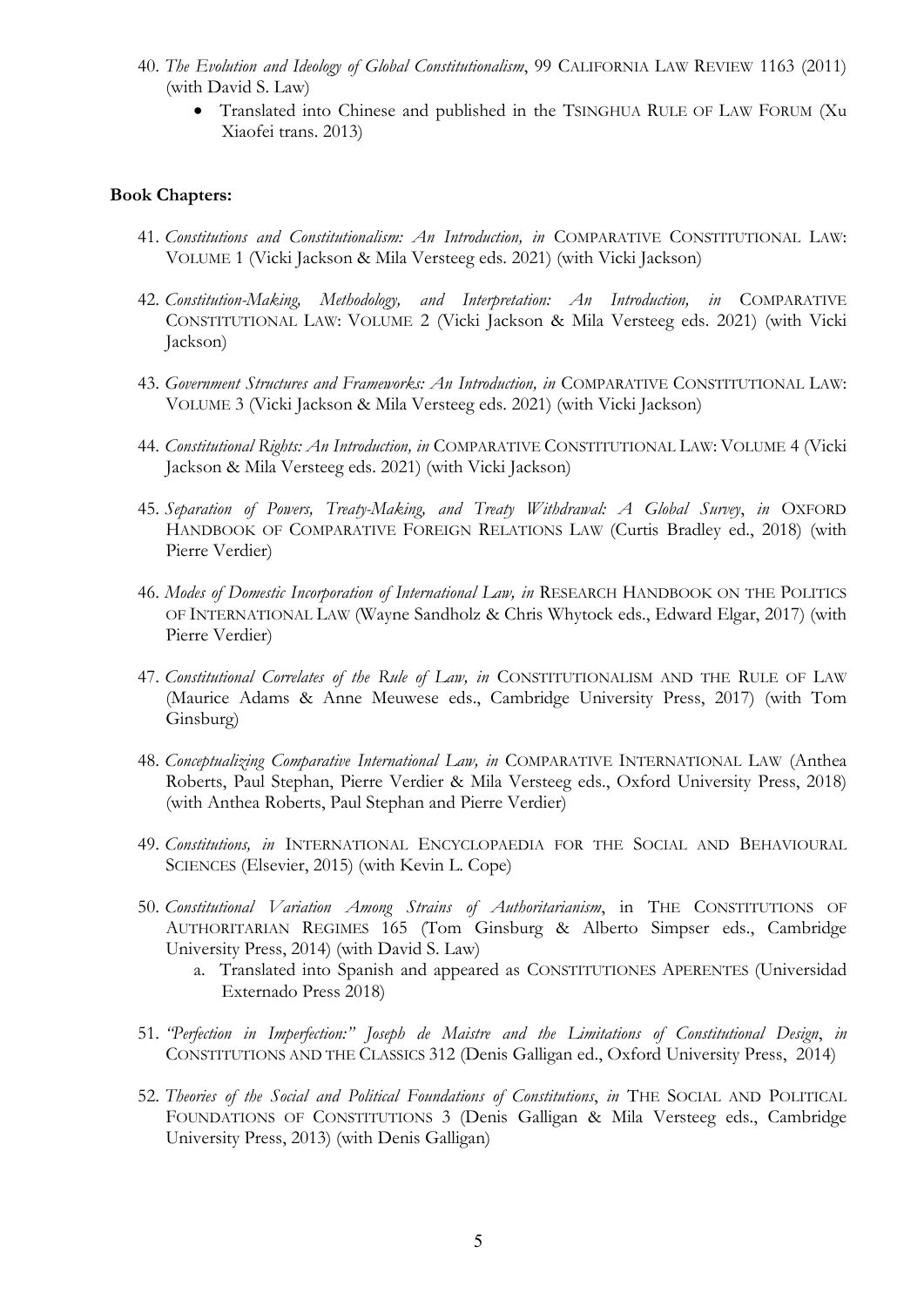40. *The Evolution and Ideology of Global Constitutionalism*, 99 CALIFORNIA LAW REVIEW 1163 (2011) (with David S. Law)
    - Translated into Chinese and published in the TSINGHUA RULE OF LAW FORUM (Xu Xiaofei trans. 2013)

**Book Chapters:**

41. *Constitutions and Constitutionalism: An Introduction, in* COMPARATIVE CONSTITUTIONAL LAW: VOLUME 1 (Vicki Jackson & Mila Versteeg eds. 2021) (with Vicki Jackson)

42. *Constitution-Making, Methodology, and Interpretation: An Introduction, in* COMPARATIVE CONSTITUTIONAL LAW: VOLUME 2 (Vicki Jackson & Mila Versteeg eds. 2021) (with Vicki Jackson)

43. *Government Structures and Frameworks: An Introduction, in* COMPARATIVE CONSTITUTIONAL LAW: VOLUME 3 (Vicki Jackson & Mila Versteeg eds. 2021) (with Vicki Jackson)

44. *Constitutional Rights: An Introduction, in* COMPARATIVE CONSTITUTIONAL LAW: VOLUME 4 (Vicki Jackson & Mila Versteeg eds. 2021) (with Vicki Jackson)

45. *Separation of Powers, Treaty-Making, and Treaty Withdrawal: A Global Survey*, *in* OXFORD HANDBOOK OF COMPARATIVE FOREIGN RELATIONS LAW (Curtis Bradley ed., 2018) (with Pierre Verdier)

46. *Modes of Domestic Incorporation of International Law, in* RESEARCH HANDBOOK ON THE POLITICS OF INTERNATIONAL LAW (Wayne Sandholz & Chris Whytock eds., Edward Elgar, 2017) (with Pierre Verdier)

47. *Constitutional Correlates of the Rule of Law, in* CONSTITUTIONALISM AND THE RULE OF LAW (Maurice Adams & Anne Meuwese eds., Cambridge University Press, 2017) (with Tom Ginsburg)

48. *Conceptualizing Comparative International Law, in* COMPARATIVE INTERNATIONAL LAW (Anthea Roberts, Paul Stephan, Pierre Verdier & Mila Versteeg eds., Oxford University Press, 2018) (with Anthea Roberts, Paul Stephan and Pierre Verdier)

49. *Constitutions, in* INTERNATIONAL ENCYCLOPAEDIA FOR THE SOCIAL AND BEHAVIOURAL SCIENCES (Elsevier, 2015) (with Kevin L. Cope)

50. *Constitutional Variation Among Strains of Authoritarianism*, in THE CONSTITUTIONS OF AUTHORITARIAN REGIMES 165 (Tom Ginsburg & Alberto Simpser eds., Cambridge University Press, 2014) (with David S. Law)
    a. Translated into Spanish and appeared as CONSTITUTIONES APERENTES (Universidad Externado Press 2018)

51. *"Perfection in Imperfection:" Joseph de Maistre and the Limitations of Constitutional Design*, *in* CONSTITUTIONS AND THE CLASSICS 312 (Denis Galligan ed., Oxford University Press, 2014)

52. *Theories of the Social and Political Foundations of Constitutions*, *in* THE SOCIAL AND POLITICAL FOUNDATIONS OF CONSTITUTIONS 3 (Denis Galligan & Mila Versteeg eds., Cambridge University Press, 2013) (with Denis Galligan)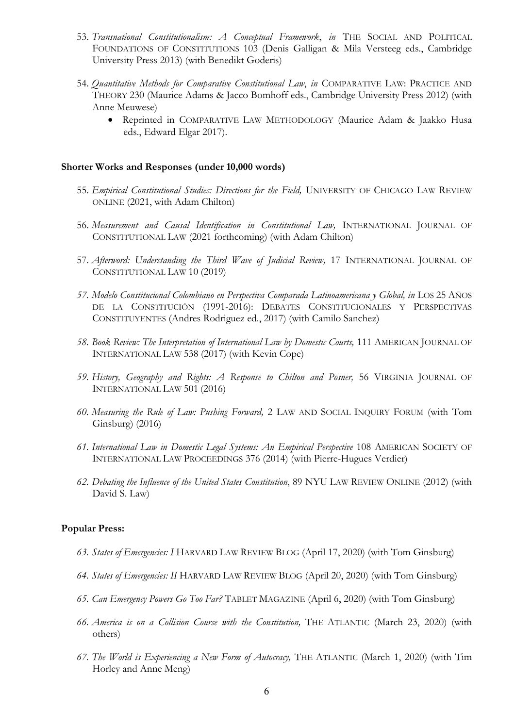53. *Transnational Constitutionalism: A Conceptual Framework*, *in* THE SOCIAL AND POLITICAL FOUNDATIONS OF CONSTITUTIONS 103 (Denis Galligan & Mila Versteeg eds., Cambridge University Press 2013) (with Benedikt Goderis)

54. *Quantitative Methods for Comparative Constitutional Law*, *in* COMPARATIVE LAW: PRACTICE AND THEORY 230 (Maurice Adams & Jacco Bomhoff eds., Cambridge University Press 2012) (with Anne Meuwese)
    - Reprinted in COMPARATIVE LAW METHODOLOGY (Maurice Adam & Jaakko Husa eds., Edward Elgar 2017).

**Shorter Works and Responses (under 10,000 words)**

55. *Empirical Constitutional Studies: Directions for the Field,* UNIVERSITY OF CHICAGO LAW REVIEW ONLINE (2021, with Adam Chilton)

56. *Measurement and Causal Identification in Constitutional Law,* INTERNATIONAL JOURNAL OF CONSTITUTIONAL LAW (2021 forthcoming) (with Adam Chilton)

57. *Afterword: Understanding the Third Wave of Judicial Review,* 17 INTERNATIONAL JOURNAL OF CONSTITUTIONAL LAW 10 (2019)

*57. Modelo Constitucional Colombiano en Perspectiva Comparada Latinoamericana y Global, in* LOS 25 AÑOS DE LA CONSTITUCIÓN (1991-2016): DEBATES CONSTITUCIONALES Y PERSPECTIVAS CONSTITUYENTES (Andres Rodriguez ed., 2017) (with Camilo Sanchez)

*58. Book Review: The Interpretation of International Law by Domestic Courts,* 111 AMERICAN JOURNAL OF INTERNATIONAL LAW 538 (2017) (with Kevin Cope)

*59. History, Geography and Rights: A Response to Chilton and Posner,* 56 VIRGINIA JOURNAL OF INTERNATIONAL LAW 501 (2016)

*60. Measuring the Rule of Law: Pushing Forward,* 2 LAW AND SOCIAL INQUIRY FORUM (with Tom Ginsburg) (2016)

*61. International Law in Domestic Legal Systems: An Empirical Perspective* 108 AMERICAN SOCIETY OF INTERNATIONAL LAW PROCEEDINGS 376 (2014) (with Pierre-Hugues Verdier)

*62. Debating the Influence of the United States Constitution*, 89 NYU LAW REVIEW ONLINE (2012) (with David S. Law)

**Popular Press:**

*63. States of Emergencies: I* HARVARD LAW REVIEW BLOG (April 17, 2020) (with Tom Ginsburg)

*64. States of Emergencies: II* HARVARD LAW REVIEW BLOG (April 20, 2020) (with Tom Ginsburg)

*65. Can Emergency Powers Go Too Far?* TABLET MAGAZINE (April 6, 2020) (with Tom Ginsburg)

*66. America is on a Collision Course with the Constitution,* THE ATLANTIC (March 23, 2020) (with others)

*67. The World is Experiencing a New Form of Autocracy,* THE ATLANTIC (March 1, 2020) (with Tim Horley and Anne Meng)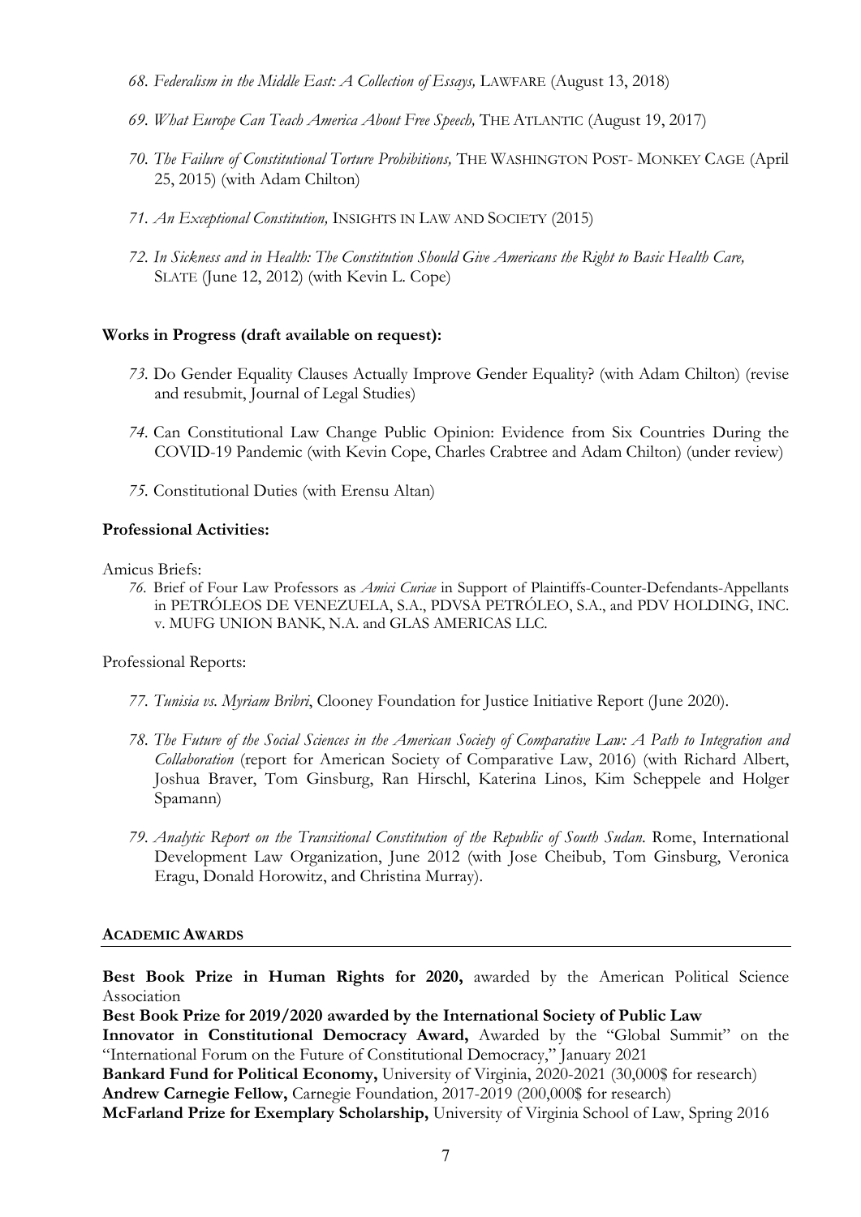68. *Federalism in the Middle East: A Collection of Essays,* LAWFARE (August 13, 2018)

69. *What Europe Can Teach America About Free Speech,* THE ATLANTIC (August 19, 2017)

70. *The Failure of Constitutional Torture Prohibitions,* THE WASHINGTON POST- MONKEY CAGE (April 25, 2015) (with Adam Chilton)

71. *An Exceptional Constitution,* INSIGHTS IN LAW AND SOCIETY (2015)

72. *In Sickness and in Health: The Constitution Should Give Americans the Right to Basic Health Care,* SLATE (June 12, 2012) (with Kevin L. Cope)

**Works in Progress (draft available on request):**

73. Do Gender Equality Clauses Actually Improve Gender Equality? (with Adam Chilton) (revise and resubmit, Journal of Legal Studies)

74. Can Constitutional Law Change Public Opinion: Evidence from Six Countries During the COVID-19 Pandemic (with Kevin Cope, Charles Crabtree and Adam Chilton) (under review)

75. Constitutional Duties (with Erensu Altan)

**Professional Activities:**

Amicus Briefs:

76. Brief of Four Law Professors as *Amici Curiae* in Support of Plaintiffs-Counter-Defendants-Appellants in PETRÓLEOS DE VENEZUELA, S.A., PDVSA PETRÓLEO, S.A., and PDV HOLDING, INC. v. MUFG UNION BANK, N.A. and GLAS AMERICAS LLC.

Professional Reports:

77. *Tunisia vs. Myriam Bribri*, Clooney Foundation for Justice Initiative Report (June 2020).

78. *The Future of the Social Sciences in the American Society of Comparative Law: A Path to Integration and Collaboration* (report for American Society of Comparative Law, 2016) (with Richard Albert, Joshua Braver, Tom Ginsburg, Ran Hirschl, Katerina Linos, Kim Scheppele and Holger Spamann)

79. *Analytic Report on the Transitional Constitution of the Republic of South Sudan*. Rome, International Development Law Organization, June 2012 (with Jose Cheibub, Tom Ginsburg, Veronica Eragu, Donald Horowitz, and Christina Murray).

## ACADEMIC AWARDS

**Best Book Prize in Human Rights for 2020,** awarded by the American Political Science Association

**Best Book Prize for 2019/2020 awarded by the International Society of Public Law**

**Innovator in Constitutional Democracy Award,** Awarded by the "Global Summit" on the "International Forum on the Future of Constitutional Democracy," January 2021

**Bankard Fund for Political Economy,** University of Virginia, 2020-2021 (30,000$ for research)

**Andrew Carnegie Fellow,** Carnegie Foundation, 2017-2019 (200,000$ for research)

**McFarland Prize for Exemplary Scholarship,** University of Virginia School of Law, Spring 2016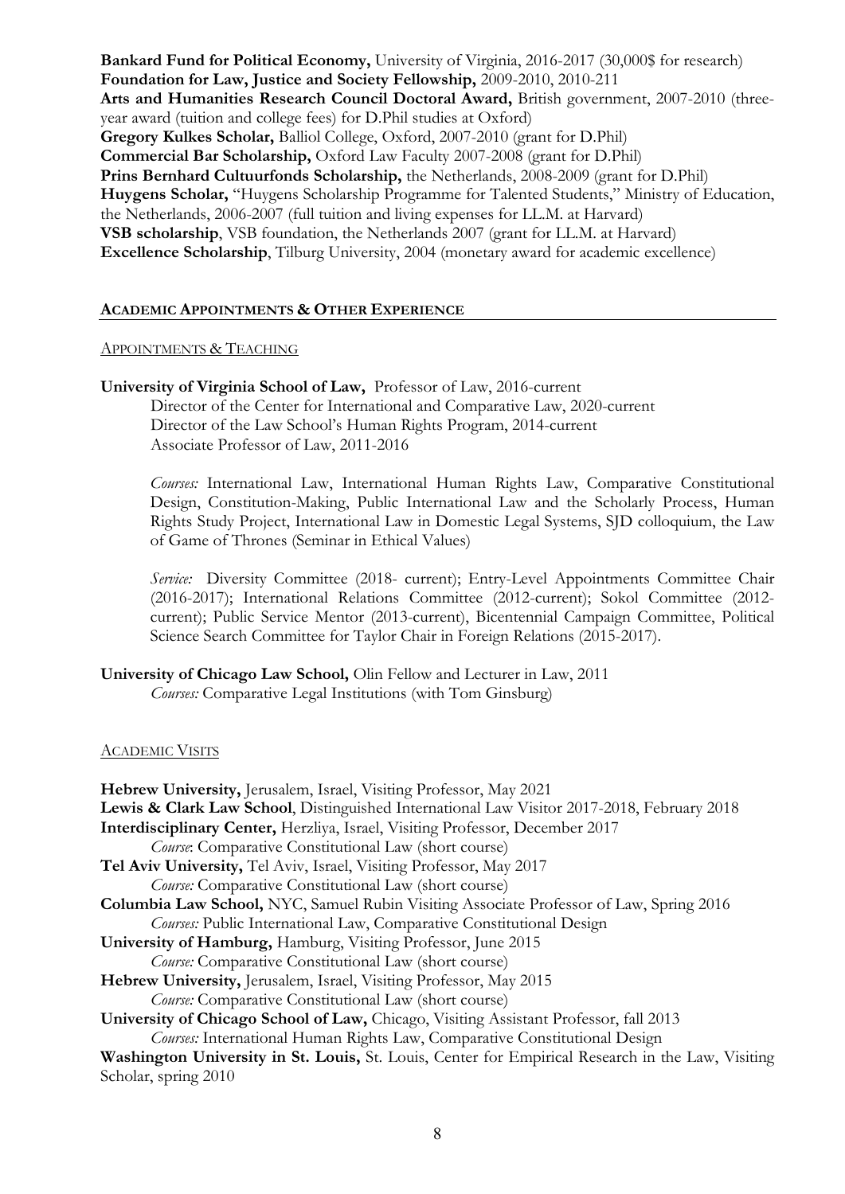**Bankard Fund for Political Economy,** University of Virginia, 2016-2017 (30,000$ for research)
**Foundation for Law, Justice and Society Fellowship,** 2009-2010, 2010-211
**Arts and Humanities Research Council Doctoral Award,** British government, 2007-2010 (three-year award (tuition and college fees) for D.Phil studies at Oxford)
**Gregory Kulkes Scholar,** Balliol College, Oxford, 2007-2010 (grant for D.Phil)
**Commercial Bar Scholarship,** Oxford Law Faculty 2007-2008 (grant for D.Phil)
**Prins Bernhard Cultuurfonds Scholarship,** the Netherlands, 2008-2009 (grant for D.Phil)
**Huygens Scholar,** "Huygens Scholarship Programme for Talented Students," Ministry of Education, the Netherlands, 2006-2007 (full tuition and living expenses for LL.M. at Harvard)
**VSB scholarship**, VSB foundation, the Netherlands 2007 (grant for LL.M. at Harvard)
**Excellence Scholarship**, Tilburg University, 2004 (monetary award for academic excellence)

## ACADEMIC APPOINTMENTS & OTHER EXPERIENCE

### APPOINTMENTS & TEACHING

**University of Virginia School of Law,** Professor of Law, 2016-current
Director of the Center for International and Comparative Law, 2020-current
Director of the Law School's Human Rights Program, 2014-current
Associate Professor of Law, 2011-2016

*Courses:* International Law, International Human Rights Law, Comparative Constitutional Design, Constitution-Making, Public International Law and the Scholarly Process, Human Rights Study Project, International Law in Domestic Legal Systems, SJD colloquium, the Law of Game of Thrones (Seminar in Ethical Values)

*Service:* Diversity Committee (2018- current); Entry-Level Appointments Committee Chair (2016-2017); International Relations Committee (2012-current); Sokol Committee (2012-current); Public Service Mentor (2013-current), Bicentennial Campaign Committee, Political Science Search Committee for Taylor Chair in Foreign Relations (2015-2017).

**University of Chicago Law School,** Olin Fellow and Lecturer in Law, 2011
*Courses:* Comparative Legal Institutions (with Tom Ginsburg)

### ACADEMIC VISITS

**Hebrew University,** Jerusalem, Israel, Visiting Professor, May 2021
**Lewis & Clark Law School**, Distinguished International Law Visitor 2017-2018, February 2018
**Interdisciplinary Center,** Herzliya, Israel, Visiting Professor, December 2017
*Course*: Comparative Constitutional Law (short course)
**Tel Aviv University,** Tel Aviv, Israel, Visiting Professor, May 2017
*Course:* Comparative Constitutional Law (short course)
**Columbia Law School,** NYC, Samuel Rubin Visiting Associate Professor of Law, Spring 2016
*Courses:* Public International Law, Comparative Constitutional Design
**University of Hamburg,** Hamburg, Visiting Professor, June 2015
*Course:* Comparative Constitutional Law (short course)
**Hebrew University,** Jerusalem, Israel, Visiting Professor, May 2015
*Course:* Comparative Constitutional Law (short course)
**University of Chicago School of Law,** Chicago, Visiting Assistant Professor, fall 2013
*Courses:* International Human Rights Law, Comparative Constitutional Design
**Washington University in St. Louis,** St. Louis, Center for Empirical Research in the Law, Visiting Scholar, spring 2010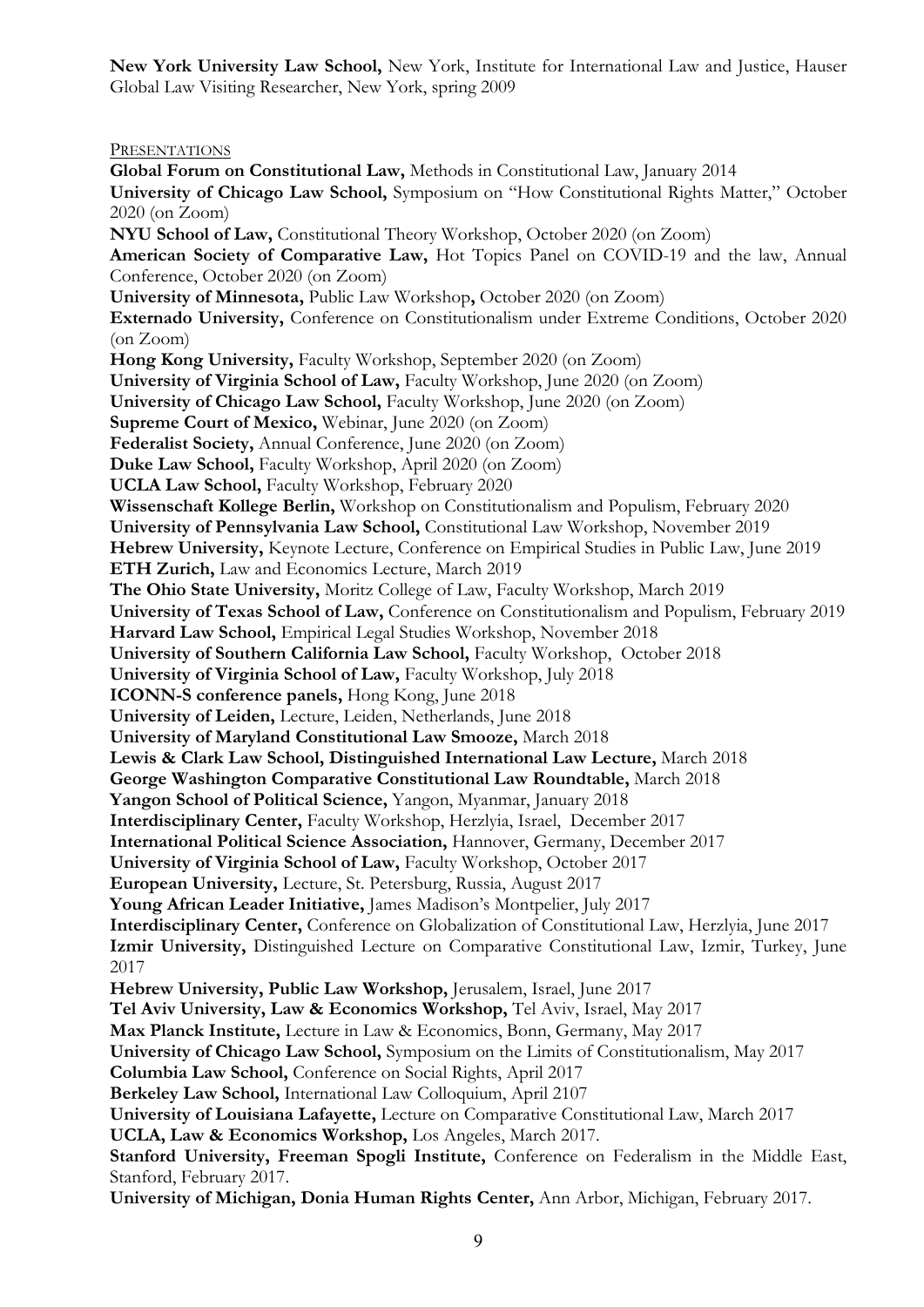**New York University Law School,** New York, Institute for International Law and Justice, Hauser Global Law Visiting Researcher, New York, spring 2009

PRESENTATIONS

**Global Forum on Constitutional Law,** Methods in Constitutional Law, January 2014
**University of Chicago Law School,** Symposium on "How Constitutional Rights Matter," October 2020 (on Zoom)
**NYU School of Law,** Constitutional Theory Workshop, October 2020 (on Zoom)
**American Society of Comparative Law,** Hot Topics Panel on COVID-19 and the law, Annual Conference, October 2020 (on Zoom)
**University of Minnesota,** Public Law Workshop**,** October 2020 (on Zoom)
**Externado University,** Conference on Constitutionalism under Extreme Conditions, October 2020 (on Zoom)
**Hong Kong University,** Faculty Workshop, September 2020 (on Zoom)
**University of Virginia School of Law,** Faculty Workshop, June 2020 (on Zoom)
**University of Chicago Law School,** Faculty Workshop, June 2020 (on Zoom)
**Supreme Court of Mexico,** Webinar, June 2020 (on Zoom)
**Federalist Society,** Annual Conference, June 2020 (on Zoom)
**Duke Law School,** Faculty Workshop, April 2020 (on Zoom)
**UCLA Law School,** Faculty Workshop, February 2020
**Wissenschaft Kollege Berlin,** Workshop on Constitutionalism and Populism, February 2020
**University of Pennsylvania Law School,** Constitutional Law Workshop, November 2019
**Hebrew University,** Keynote Lecture, Conference on Empirical Studies in Public Law, June 2019
**ETH Zurich,** Law and Economics Lecture, March 2019
**The Ohio State University,** Moritz College of Law, Faculty Workshop, March 2019
**University of Texas School of Law,** Conference on Constitutionalism and Populism, February 2019
**Harvard Law School,** Empirical Legal Studies Workshop, November 2018
**University of Southern California Law School,** Faculty Workshop, October 2018
**University of Virginia School of Law,** Faculty Workshop, July 2018
**ICONN-S conference panels,** Hong Kong, June 2018
**University of Leiden,** Lecture, Leiden, Netherlands, June 2018
**University of Maryland Constitutional Law Smooze,** March 2018
**Lewis & Clark Law School, Distinguished International Law Lecture,** March 2018
**George Washington Comparative Constitutional Law Roundtable,** March 2018
**Yangon School of Political Science,** Yangon, Myanmar, January 2018
**Interdisciplinary Center,** Faculty Workshop, Herzlyia, Israel, December 2017
**International Political Science Association,** Hannover, Germany, December 2017
**University of Virginia School of Law,** Faculty Workshop, October 2017
**European University,** Lecture, St. Petersburg, Russia, August 2017
**Young African Leader Initiative,** James Madison's Montpelier, July 2017
**Interdisciplinary Center,** Conference on Globalization of Constitutional Law, Herzlyia, June 2017
**Izmir University,** Distinguished Lecture on Comparative Constitutional Law, Izmir, Turkey, June 2017
**Hebrew University, Public Law Workshop,** Jerusalem, Israel, June 2017
**Tel Aviv University, Law & Economics Workshop,** Tel Aviv, Israel, May 2017
**Max Planck Institute,** Lecture in Law & Economics, Bonn, Germany, May 2017
**University of Chicago Law School,** Symposium on the Limits of Constitutionalism, May 2017
**Columbia Law School,** Conference on Social Rights, April 2017
**Berkeley Law School,** International Law Colloquium, April 2107
**University of Louisiana Lafayette,** Lecture on Comparative Constitutional Law, March 2017
**UCLA, Law & Economics Workshop,** Los Angeles, March 2017.
**Stanford University, Freeman Spogli Institute,** Conference on Federalism in the Middle East, Stanford, February 2017.
**University of Michigan, Donia Human Rights Center,** Ann Arbor, Michigan, February 2017.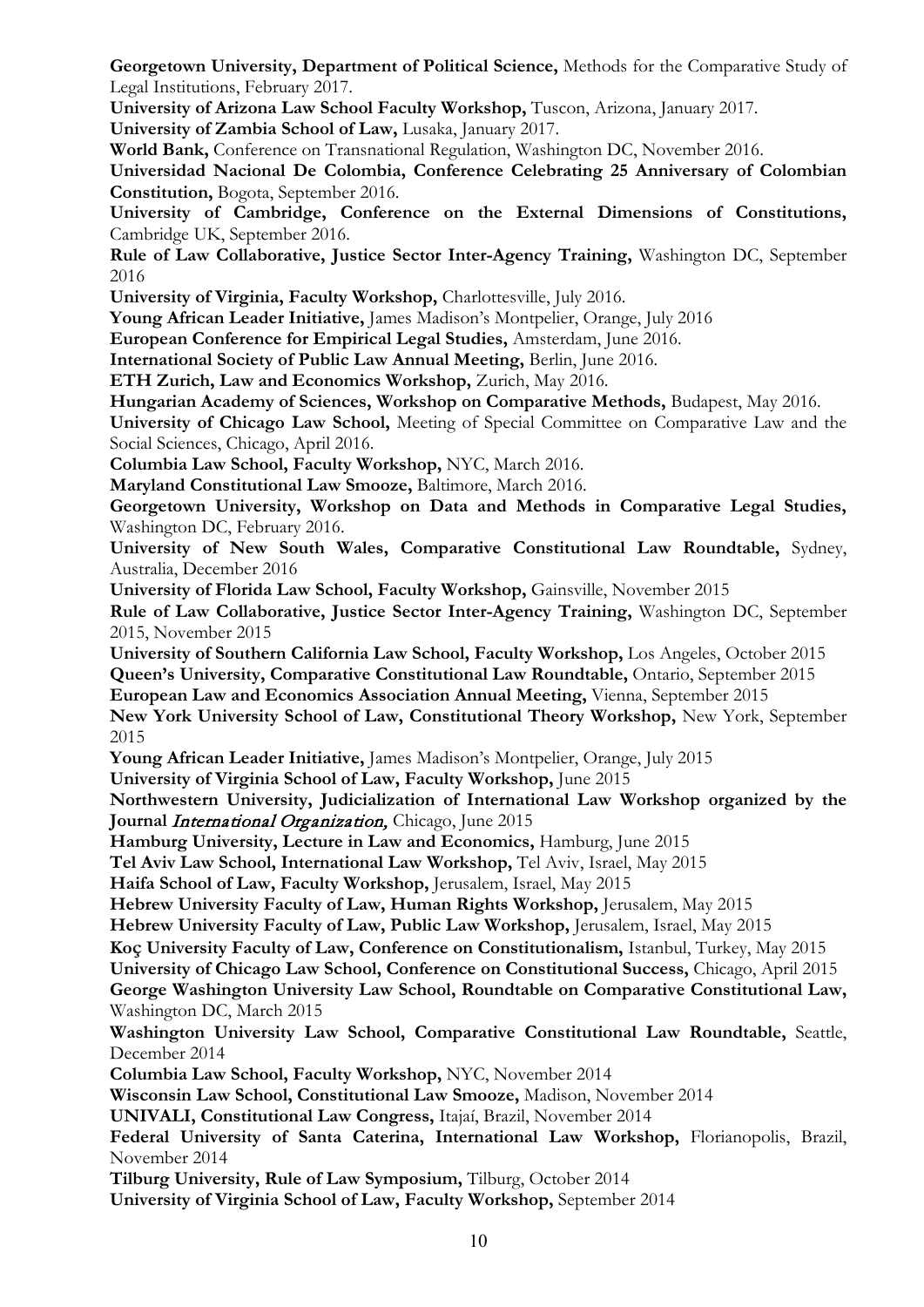**Georgetown University, Department of Political Science,** Methods for the Comparative Study of Legal Institutions, February 2017.

**University of Arizona Law School Faculty Workshop,** Tuscon, Arizona, January 2017.

**University of Zambia School of Law,** Lusaka, January 2017.

**World Bank,** Conference on Transnational Regulation, Washington DC, November 2016.

**Universidad Nacional De Colombia, Conference Celebrating 25 Anniversary of Colombian Constitution,** Bogota, September 2016.

**University of Cambridge, Conference on the External Dimensions of Constitutions,** Cambridge UK, September 2016.

**Rule of Law Collaborative, Justice Sector Inter-Agency Training,** Washington DC, September 2016

**University of Virginia, Faculty Workshop,** Charlottesville, July 2016.

**Young African Leader Initiative,** James Madison's Montpelier, Orange, July 2016

**European Conference for Empirical Legal Studies,** Amsterdam, June 2016.

**International Society of Public Law Annual Meeting,** Berlin, June 2016.

**ETH Zurich, Law and Economics Workshop,** Zurich, May 2016.

**Hungarian Academy of Sciences, Workshop on Comparative Methods,** Budapest, May 2016.

**University of Chicago Law School,** Meeting of Special Committee on Comparative Law and the Social Sciences, Chicago, April 2016.

**Columbia Law School, Faculty Workshop,** NYC, March 2016.

**Maryland Constitutional Law Smooze,** Baltimore, March 2016.

**Georgetown University, Workshop on Data and Methods in Comparative Legal Studies,** Washington DC, February 2016.

**University of New South Wales, Comparative Constitutional Law Roundtable,** Sydney, Australia, December 2016

**University of Florida Law School, Faculty Workshop,** Gainsville, November 2015

**Rule of Law Collaborative, Justice Sector Inter-Agency Training,** Washington DC, September 2015, November 2015

**University of Southern California Law School, Faculty Workshop,** Los Angeles, October 2015

**Queen's University, Comparative Constitutional Law Roundtable,** Ontario, September 2015

**European Law and Economics Association Annual Meeting,** Vienna, September 2015

**New York University School of Law, Constitutional Theory Workshop,** New York, September 2015

**Young African Leader Initiative,** James Madison's Montpelier, Orange, July 2015

**University of Virginia School of Law, Faculty Workshop,** June 2015

**Northwestern University, Judicialization of International Law Workshop organized by the Journal *International Organization,*** Chicago, June 2015

**Hamburg University, Lecture in Law and Economics,** Hamburg, June 2015

**Tel Aviv Law School, International Law Workshop,** Tel Aviv, Israel, May 2015

**Haifa School of Law, Faculty Workshop,** Jerusalem, Israel, May 2015

**Hebrew University Faculty of Law, Human Rights Workshop,** Jerusalem, May 2015

**Hebrew University Faculty of Law, Public Law Workshop,** Jerusalem, Israel, May 2015

**Koç University Faculty of Law, Conference on Constitutionalism,** Istanbul, Turkey, May 2015

**University of Chicago Law School, Conference on Constitutional Success,** Chicago, April 2015

**George Washington University Law School, Roundtable on Comparative Constitutional Law,** Washington DC, March 2015

**Washington University Law School, Comparative Constitutional Law Roundtable,** Seattle, December 2014

**Columbia Law School, Faculty Workshop,** NYC, November 2014

**Wisconsin Law School, Constitutional Law Smooze,** Madison, November 2014

**UNIVALI, Constitutional Law Congress,** Itajaí, Brazil, November 2014

**Federal University of Santa Caterina, International Law Workshop,** Florianopolis, Brazil, November 2014

**Tilburg University, Rule of Law Symposium,** Tilburg, October 2014

**University of Virginia School of Law, Faculty Workshop,** September 2014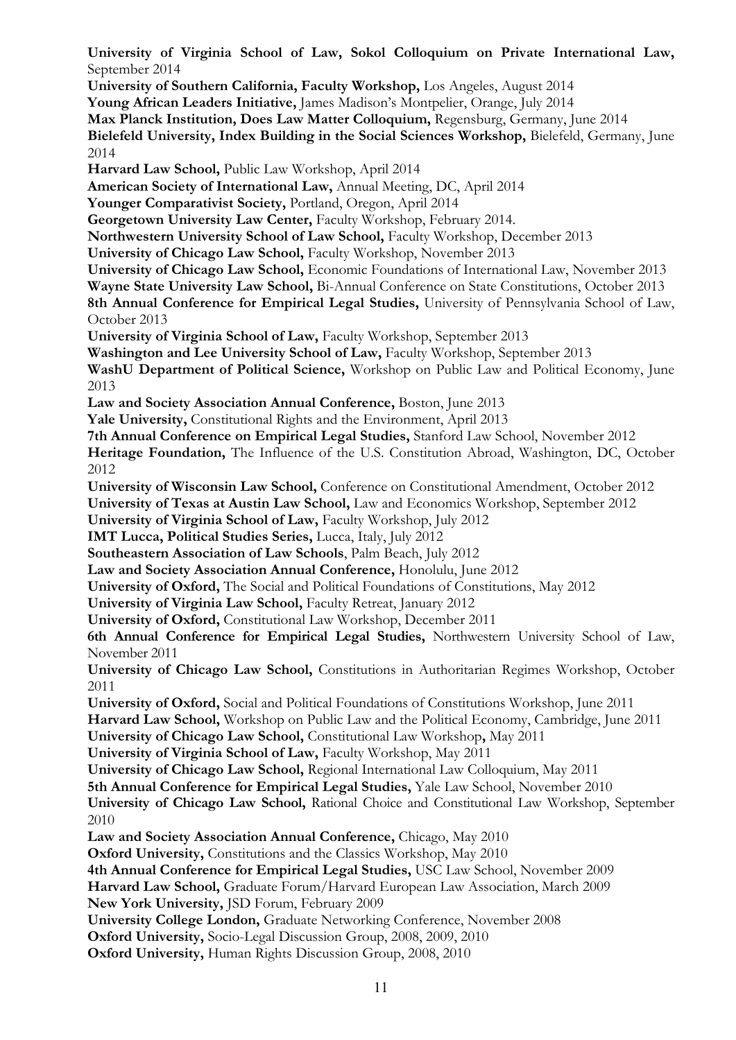**University of Virginia School of Law, Sokol Colloquium on Private International Law,** September 2014

**University of Southern California, Faculty Workshop,** Los Angeles, August 2014

**Young African Leaders Initiative,** James Madison's Montpelier, Orange, July 2014

**Max Planck Institution, Does Law Matter Colloquium,** Regensburg, Germany, June 2014

**Bielefeld University, Index Building in the Social Sciences Workshop,** Bielefeld, Germany, June 2014

**Harvard Law School,** Public Law Workshop, April 2014

**American Society of International Law,** Annual Meeting, DC, April 2014

**Younger Comparativist Society,** Portland, Oregon, April 2014

**Georgetown University Law Center,** Faculty Workshop, February 2014.

**Northwestern University School of Law School,** Faculty Workshop, December 2013

**University of Chicago Law School,** Faculty Workshop, November 2013

**University of Chicago Law School,** Economic Foundations of International Law, November 2013

**Wayne State University Law School,** Bi-Annual Conference on State Constitutions, October 2013

**8th Annual Conference for Empirical Legal Studies,** University of Pennsylvania School of Law, October 2013

**University of Virginia School of Law,** Faculty Workshop, September 2013

**Washington and Lee University School of Law,** Faculty Workshop, September 2013

**WashU Department of Political Science,** Workshop on Public Law and Political Economy, June 2013

**Law and Society Association Annual Conference,** Boston, June 2013

**Yale University,** Constitutional Rights and the Environment, April 2013

**7th Annual Conference on Empirical Legal Studies,** Stanford Law School, November 2012

**Heritage Foundation,** The Influence of the U.S. Constitution Abroad, Washington, DC, October 2012

**University of Wisconsin Law School,** Conference on Constitutional Amendment, October 2012

**University of Texas at Austin Law School,** Law and Economics Workshop, September 2012

**University of Virginia School of Law,** Faculty Workshop, July 2012

**IMT Lucca, Political Studies Series,** Lucca, Italy, July 2012

**Southeastern Association of Law Schools**, Palm Beach, July 2012

**Law and Society Association Annual Conference,** Honolulu, June 2012

**University of Oxford,** The Social and Political Foundations of Constitutions, May 2012

**University of Virginia Law School,** Faculty Retreat, January 2012

**University of Oxford,** Constitutional Law Workshop, December 2011

**6th Annual Conference for Empirical Legal Studies,** Northwestern University School of Law, November 2011

**University of Chicago Law School,** Constitutions in Authoritarian Regimes Workshop, October 2011

**University of Oxford,** Social and Political Foundations of Constitutions Workshop, June 2011

**Harvard Law School,** Workshop on Public Law and the Political Economy, Cambridge, June 2011

**University of Chicago Law School,** Constitutional Law Workshop**,** May 2011

**University of Virginia School of Law,** Faculty Workshop, May 2011

**University of Chicago Law School,** Regional International Law Colloquium, May 2011

**5th Annual Conference for Empirical Legal Studies,** Yale Law School, November 2010

**University of Chicago Law School,** Rational Choice and Constitutional Law Workshop, September 2010

**Law and Society Association Annual Conference,** Chicago, May 2010

**Oxford University,** Constitutions and the Classics Workshop, May 2010

**4th Annual Conference for Empirical Legal Studies,** USC Law School, November 2009

**Harvard Law School,** Graduate Forum/Harvard European Law Association, March 2009

**New York University,** JSD Forum, February 2009

**University College London,** Graduate Networking Conference, November 2008

**Oxford University,** Socio-Legal Discussion Group, 2008, 2009, 2010

**Oxford University,** Human Rights Discussion Group, 2008, 2010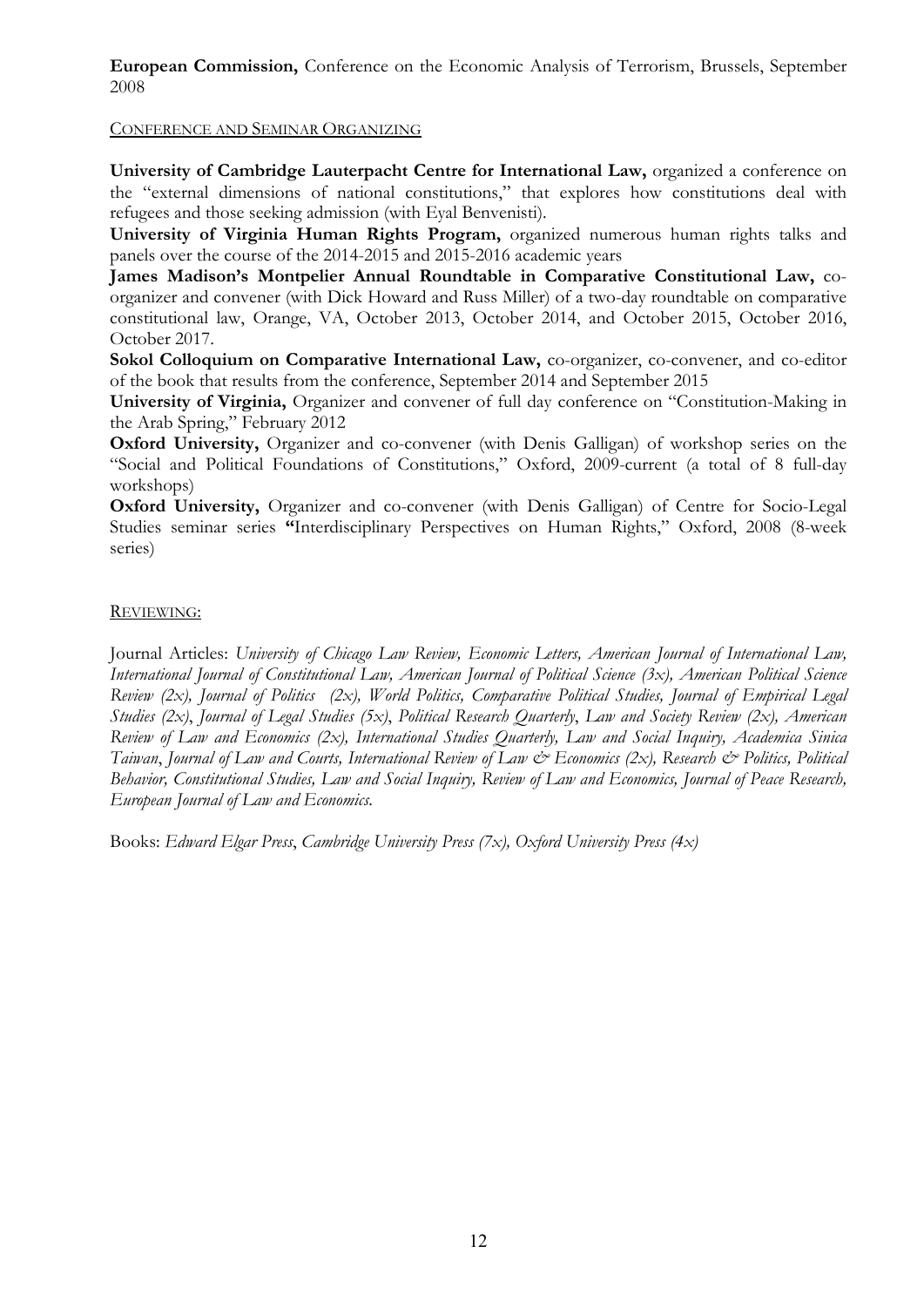**European Commission,** Conference on the Economic Analysis of Terrorism, Brussels, September 2008

CONFERENCE AND SEMINAR ORGANIZING

**University of Cambridge Lauterpacht Centre for International Law,** organized a conference on the "external dimensions of national constitutions," that explores how constitutions deal with refugees and those seeking admission (with Eyal Benvenisti).

**University of Virginia Human Rights Program,** organized numerous human rights talks and panels over the course of the 2014-2015 and 2015-2016 academic years

**James Madison's Montpelier Annual Roundtable in Comparative Constitutional Law,** co-organizer and convener (with Dick Howard and Russ Miller) of a two-day roundtable on comparative constitutional law, Orange, VA, October 2013, October 2014, and October 2015, October 2016, October 2017.

**Sokol Colloquium on Comparative International Law,** co-organizer, co-convener, and co-editor of the book that results from the conference, September 2014 and September 2015

**University of Virginia,** Organizer and convener of full day conference on "Constitution-Making in the Arab Spring," February 2012

**Oxford University,** Organizer and co-convener (with Denis Galligan) of workshop series on the "Social and Political Foundations of Constitutions," Oxford, 2009-current (a total of 8 full-day workshops)

**Oxford University,** Organizer and co-convener (with Denis Galligan) of Centre for Socio-Legal Studies seminar series **"**Interdisciplinary Perspectives on Human Rights," Oxford, 2008 (8-week series)

REVIEWING:

Journal Articles: *University of Chicago Law Review, Economic Letters, American Journal of International Law, International Journal of Constitutional Law, American Journal of Political Science (3x), American Political Science Review (2x), Journal of Politics (2x), World Politics, Comparative Political Studies, Journal of Empirical Legal Studies (2x)*, *Journal of Legal Studies (5x)*, *Political Research Quarterly*, *Law and Society Review (2x), American Review of Law and Economics (2x), International Studies Quarterly, Law and Social Inquiry, Academica Sinica Taiwan*, *Journal of Law and Courts, International Review of Law & Economics (2x), Research & Politics, Political Behavior, Constitutional Studies, Law and Social Inquiry, Review of Law and Economics, Journal of Peace Research, European Journal of Law and Economics.*

Books: *Edward Elgar Press*, *Cambridge University Press (7x), Oxford University Press (4x)*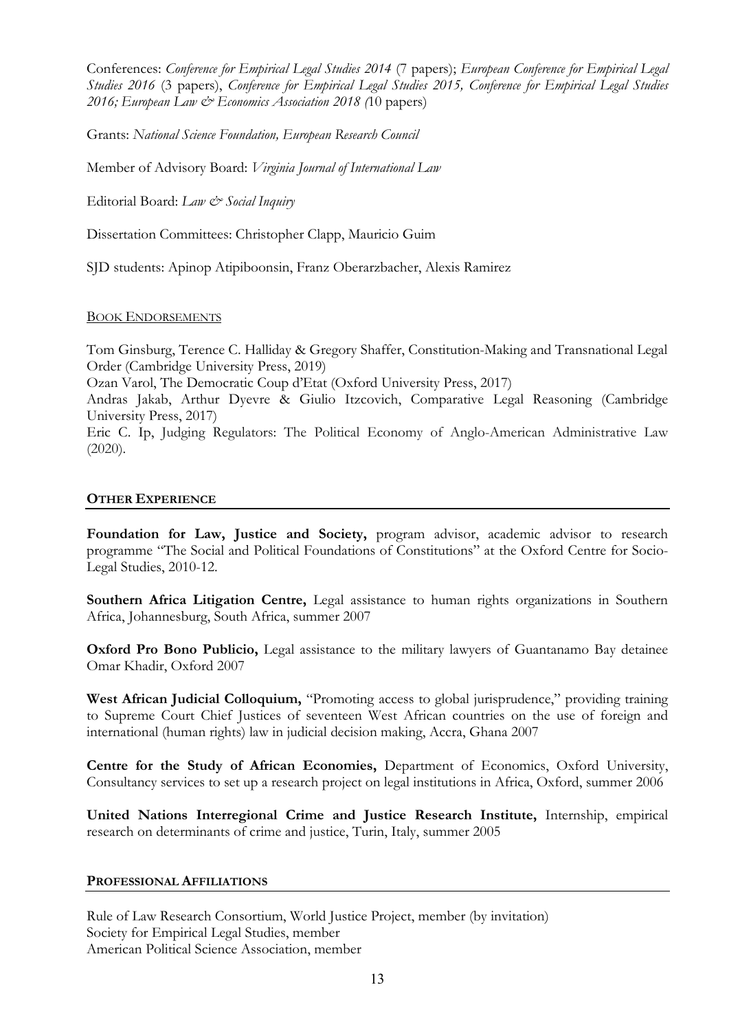Conferences: *Conference for Empirical Legal Studies 2014* (7 papers); *European Conference for Empirical Legal Studies 2016* (3 papers), *Conference for Empirical Legal Studies 2015, Conference for Empirical Legal Studies 2016; European Law & Economics Association 2018 (*10 papers)

Grants: *National Science Foundation, European Research Council*

Member of Advisory Board: *Virginia Journal of International Law*

Editorial Board: *Law & Social Inquiry*

Dissertation Committees: Christopher Clapp, Mauricio Guim

SJD students: Apinop Atipiboonsin, Franz Oberarzbacher, Alexis Ramirez

<u>BOOK ENDORSEMENTS</u>

Tom Ginsburg, Terence C. Halliday & Gregory Shaffer, Constitution-Making and Transnational Legal Order (Cambridge University Press, 2019)
Ozan Varol, The Democratic Coup d'Etat (Oxford University Press, 2017)
Andras Jakab, Arthur Dyevre & Giulio Itzcovich, Comparative Legal Reasoning (Cambridge University Press, 2017)
Eric C. Ip, Judging Regulators: The Political Economy of Anglo-American Administrative Law (2020).

## OTHER EXPERIENCE

**Foundation for Law, Justice and Society,** program advisor, academic advisor to research programme "The Social and Political Foundations of Constitutions" at the Oxford Centre for Socio-Legal Studies, 2010-12.

**Southern Africa Litigation Centre,** Legal assistance to human rights organizations in Southern Africa, Johannesburg, South Africa, summer 2007

**Oxford Pro Bono Publicio,** Legal assistance to the military lawyers of Guantanamo Bay detainee Omar Khadir, Oxford 2007

**West African Judicial Colloquium,** "Promoting access to global jurisprudence," providing training to Supreme Court Chief Justices of seventeen West African countries on the use of foreign and international (human rights) law in judicial decision making, Accra, Ghana 2007

**Centre for the Study of African Economies,** Department of Economics, Oxford University, Consultancy services to set up a research project on legal institutions in Africa, Oxford, summer 2006

**United Nations Interregional Crime and Justice Research Institute,** Internship, empirical research on determinants of crime and justice, Turin, Italy, summer 2005

## PROFESSIONAL AFFILIATIONS

Rule of Law Research Consortium, World Justice Project, member (by invitation)
Society for Empirical Legal Studies, member
American Political Science Association, member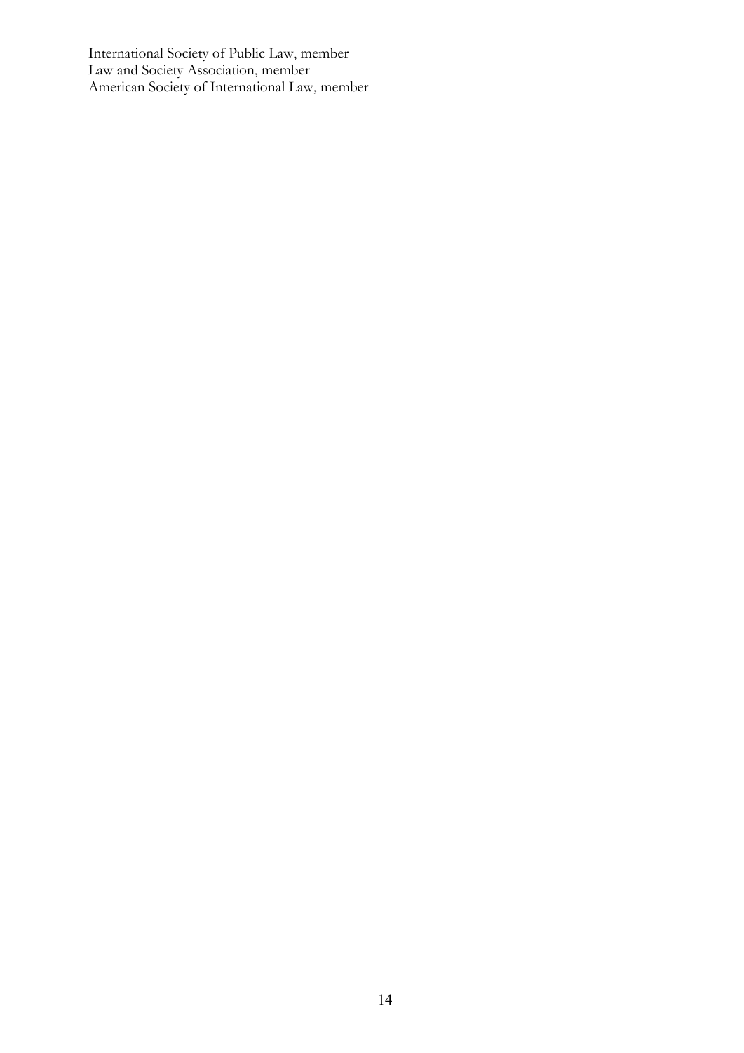International Society of Public Law, member
Law and Society Association, member
American Society of International Law, member